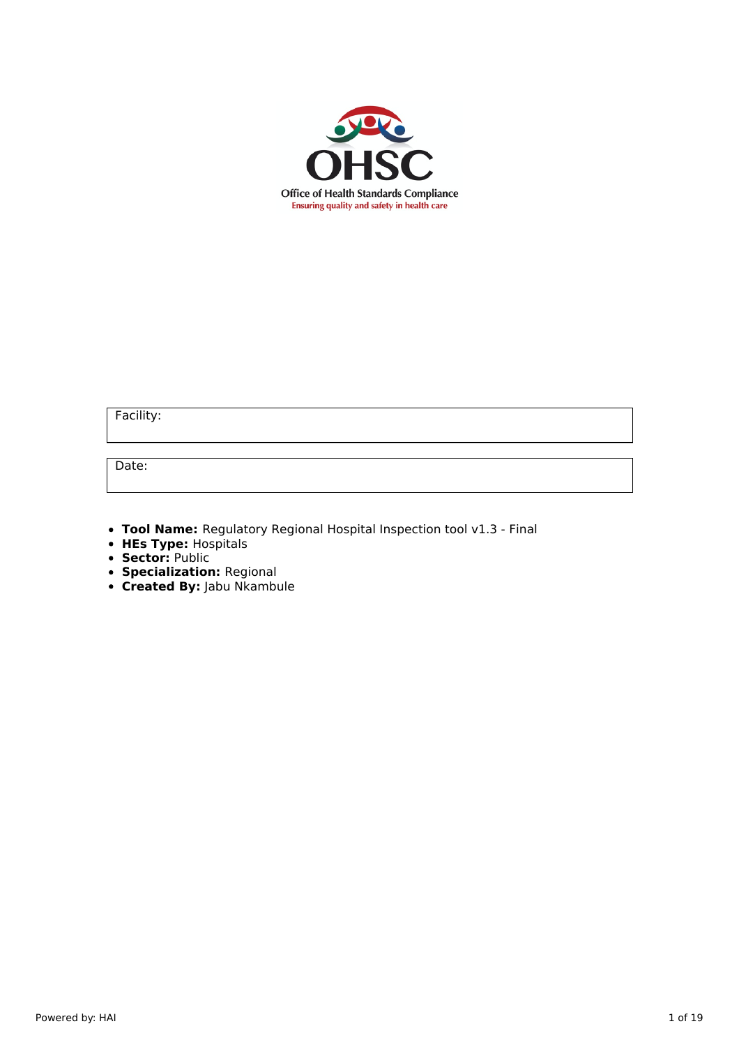OHSC

Office of Health Standards Compliance

Ensuring quality and safety in health care

| Facility: |
| --- |

| Date: |
| --- |

- **Tool Name:** Regulatory Regional Hospital Inspection tool v1.3 - Final
- **HEs Type:** Hospitals
- **Sector:** Public
- **Specialization:** Regional
- **Created By:** Jabu Nkambule

Powered by: HAI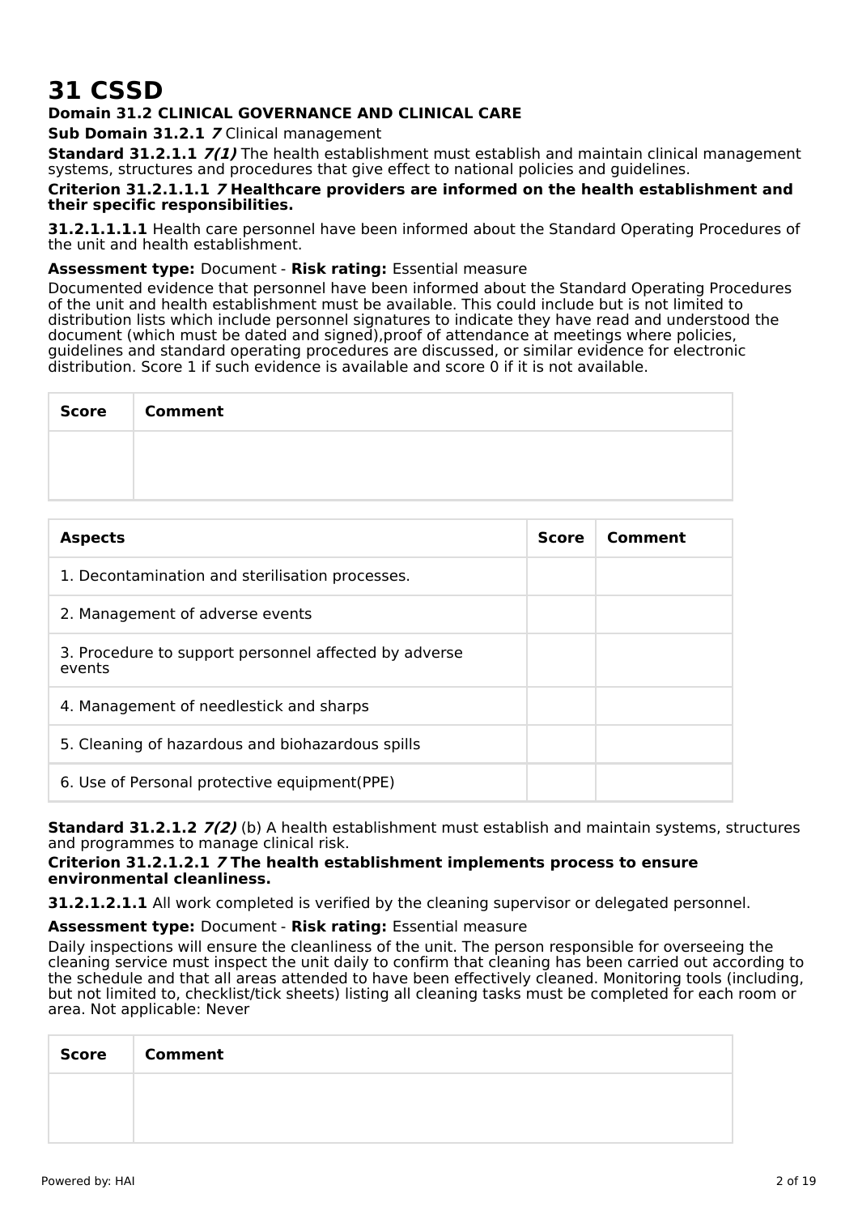# 31 CSSD

**Domain 31.2 CLINICAL GOVERNANCE AND CLINICAL CARE**

**Sub Domain 31.2.1** ***7*** Clinical management

**Standard 31.2.1.1** ***7(1)*** The health establishment must establish and maintain clinical management systems, structures and procedures that give effect to national policies and guidelines.

**Criterion 31.2.1.1.1** ***7*** **Healthcare providers are informed on the health establishment and their specific responsibilities.**

**31.2.1.1.1.1** Health care personnel have been informed about the Standard Operating Procedures of the unit and health establishment.

**Assessment type:** Document - **Risk rating:** Essential measure

Documented evidence that personnel have been informed about the Standard Operating Procedures of the unit and health establishment must be available. This could include but is not limited to distribution lists which include personnel signatures to indicate they have read and understood the document (which must be dated and signed),proof of attendance at meetings where policies, guidelines and standard operating procedures are discussed, or similar evidence for electronic distribution. Score 1 if such evidence is available and score 0 if it is not available.

| Score | Comment |
|---|---|
| | |

| Aspects | Score | Comment |
|---|---|---|
| 1. Decontamination and sterilisation processes. | | |
| 2. Management of adverse events | | |
| 3. Procedure to support personnel affected by adverse events | | |
| 4. Management of needlestick and sharps | | |
| 5. Cleaning of hazardous and biohazardous spills | | |
| 6. Use of Personal protective equipment(PPE) | | |

**Standard 31.2.1.2** ***7(2)*** (b) A health establishment must establish and maintain systems, structures and programmes to manage clinical risk.

**Criterion 31.2.1.2.1** ***7*** **The health establishment implements process to ensure environmental cleanliness.**

**31.2.1.2.1.1** All work completed is verified by the cleaning supervisor or delegated personnel.

**Assessment type:** Document - **Risk rating:** Essential measure

Daily inspections will ensure the cleanliness of the unit. The person responsible for overseeing the cleaning service must inspect the unit daily to confirm that cleaning has been carried out according to the schedule and that all areas attended to have been effectively cleaned. Monitoring tools (including, but not limited to, checklist/tick sheets) listing all cleaning tasks must be completed for each room or area. Not applicable: Never

| Score | Comment |
|---|---|
| | |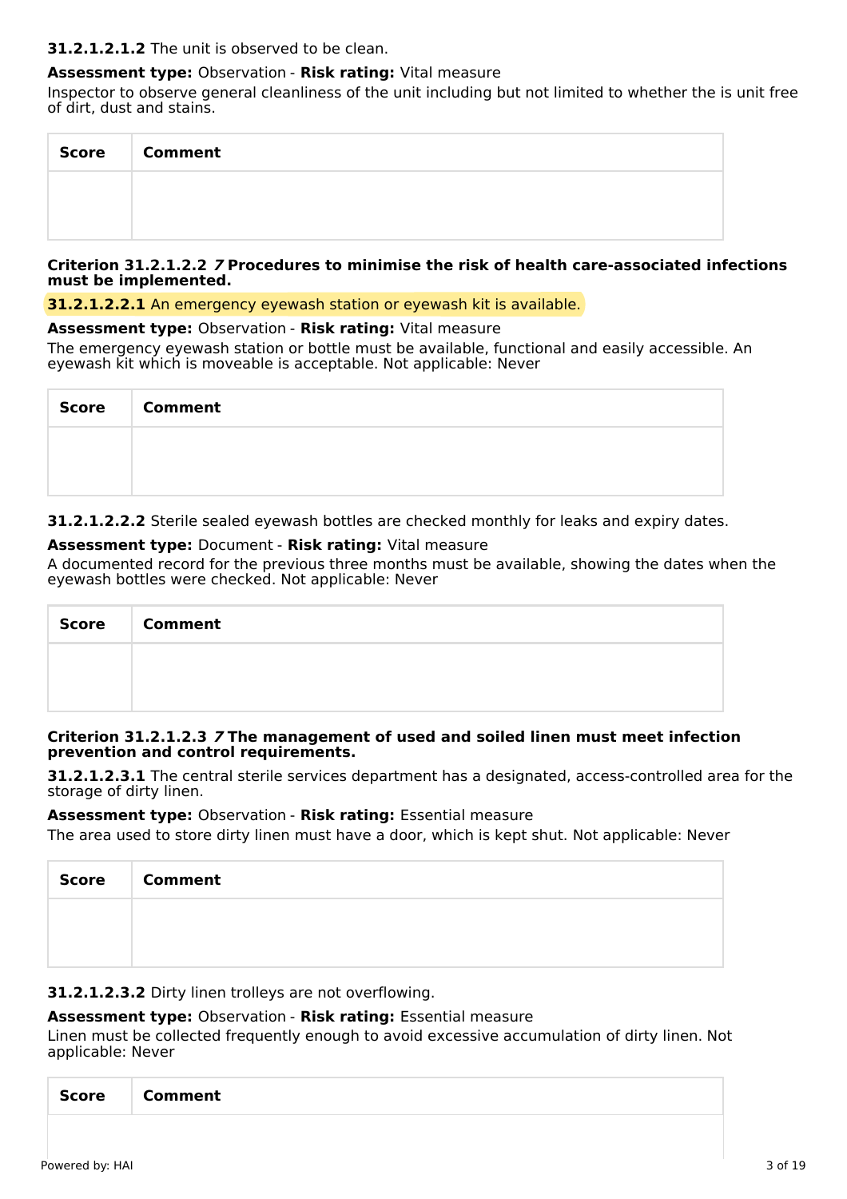**31.2.1.2.1.2** The unit is observed to be clean.

**Assessment type:** Observation - **Risk rating:** Vital measure

Inspector to observe general cleanliness of the unit including but not limited to whether the is unit free of dirt, dust and stains.

| Score | Comment |
| --- | --- |
| | |

**Criterion 31.2.1.2.2** ***7*** **Procedures to minimise the risk of health care-associated infections must be implemented.**

**31.2.1.2.2.1** An emergency eyewash station or eyewash kit is available.

**Assessment type:** Observation - **Risk rating:** Vital measure

The emergency eyewash station or bottle must be available, functional and easily accessible. An eyewash kit which is moveable is acceptable. Not applicable: Never

| Score | Comment |
| --- | --- |
| | |

**31.2.1.2.2.2** Sterile sealed eyewash bottles are checked monthly for leaks and expiry dates.

**Assessment type:** Document - **Risk rating:** Vital measure

A documented record for the previous three months must be available, showing the dates when the eyewash bottles were checked. Not applicable: Never

| Score | Comment |
| --- | --- |
| | |

**Criterion 31.2.1.2.3** ***7*** **The management of used and soiled linen must meet infection prevention and control requirements.**

**31.2.1.2.3.1** The central sterile services department has a designated, access-controlled area for the storage of dirty linen.

**Assessment type:** Observation - **Risk rating:** Essential measure

The area used to store dirty linen must have a door, which is kept shut. Not applicable: Never

| Score | Comment |
| --- | --- |
| | |

**31.2.1.2.3.2** Dirty linen trolleys are not overflowing.

**Assessment type:** Observation - **Risk rating:** Essential measure

Linen must be collected frequently enough to avoid excessive accumulation of dirty linen. Not applicable: Never

| Score | Comment |
| --- | --- |
| | |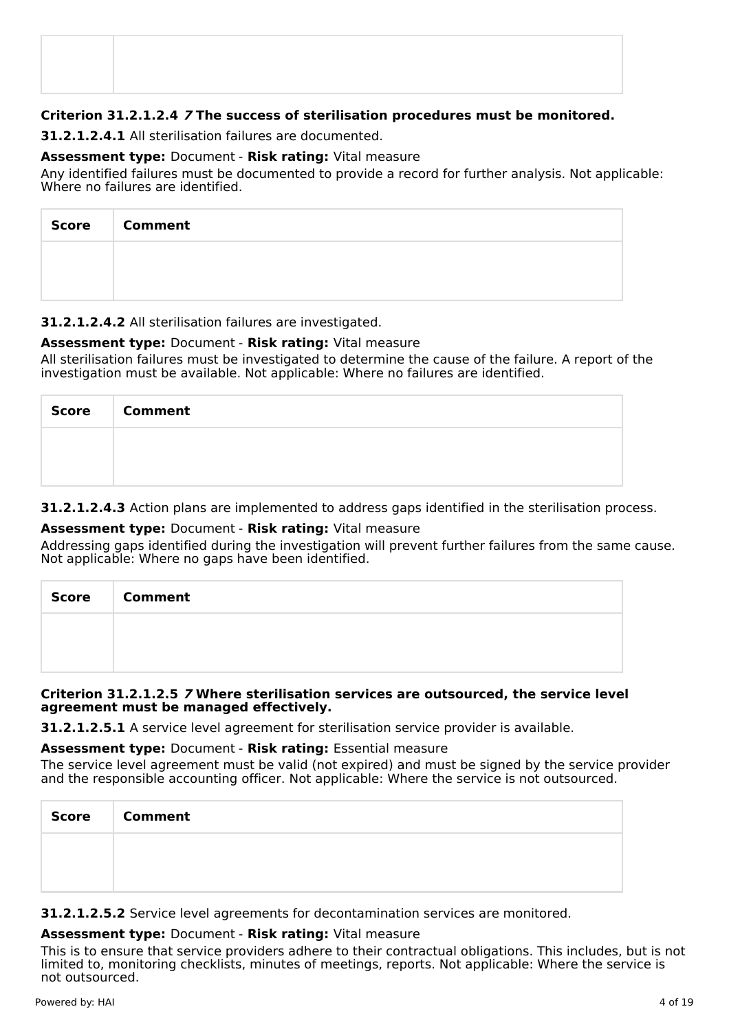| | |
|---|---|
| | |

**Criterion 31.2.1.2.4** ***7*** **The success of sterilisation procedures must be monitored.**

**31.2.1.2.4.1** All sterilisation failures are documented.

**Assessment type:** Document - **Risk rating:** Vital measure

Any identified failures must be documented to provide a record for further analysis. Not applicable: Where no failures are identified.

| Score | Comment |
|---|---|
| | |

**31.2.1.2.4.2** All sterilisation failures are investigated.

**Assessment type:** Document - **Risk rating:** Vital measure

All sterilisation failures must be investigated to determine the cause of the failure. A report of the investigation must be available. Not applicable: Where no failures are identified.

| Score | Comment |
|---|---|
| | |

**31.2.1.2.4.3** Action plans are implemented to address gaps identified in the sterilisation process.

**Assessment type:** Document - **Risk rating:** Vital measure

Addressing gaps identified during the investigation will prevent further failures from the same cause. Not applicable: Where no gaps have been identified.

| Score | Comment |
|---|---|
| | |

**Criterion 31.2.1.2.5** ***7*** **Where sterilisation services are outsourced, the service level agreement must be managed effectively.**

**31.2.1.2.5.1** A service level agreement for sterilisation service provider is available.

**Assessment type:** Document - **Risk rating:** Essential measure

The service level agreement must be valid (not expired) and must be signed by the service provider and the responsible accounting officer. Not applicable: Where the service is not outsourced.

| Score | Comment |
|---|---|
| | |

**31.2.1.2.5.2** Service level agreements for decontamination services are monitored.

**Assessment type:** Document - **Risk rating:** Vital measure

This is to ensure that service providers adhere to their contractual obligations. This includes, but is not limited to, monitoring checklists, minutes of meetings, reports. Not applicable: Where the service is not outsourced.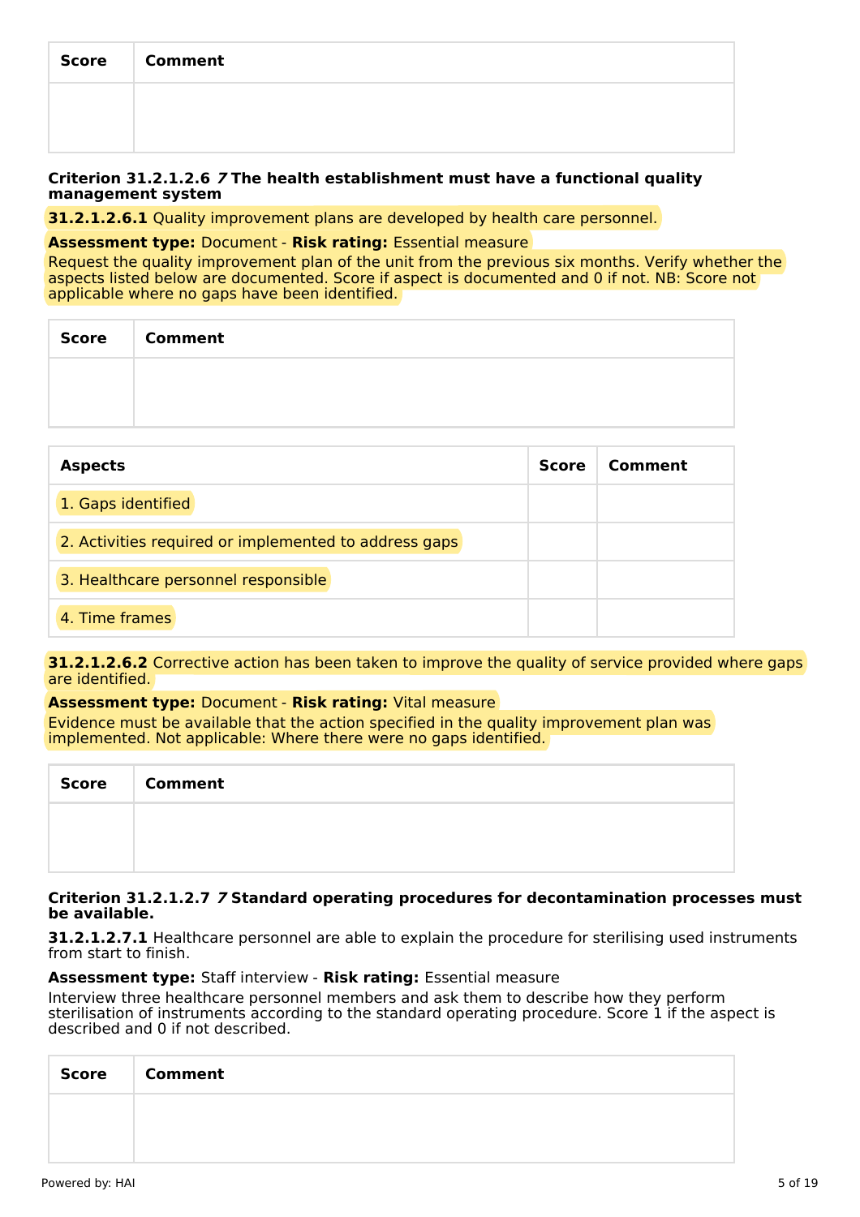| Score | Comment |
| --- | --- |
| | |

**Criterion 31.2.1.2.6** ***7*** **The health establishment must have a functional quality management system**

**31.2.1.2.6.1** Quality improvement plans are developed by health care personnel.

**Assessment type:** Document - **Risk rating:** Essential measure

Request the quality improvement plan of the unit from the previous six months. Verify whether the aspects listed below are documented. Score if aspect is documented and 0 if not. NB: Score not applicable where no gaps have been identified.

| Score | Comment |
| --- | --- |
| | |

| Aspects | Score | Comment |
| --- | --- | --- |
| 1. Gaps identified | | |
| 2. Activities required or implemented to address gaps | | |
| 3. Healthcare personnel responsible | | |
| 4. Time frames | | |

**31.2.1.2.6.2** Corrective action has been taken to improve the quality of service provided where gaps are identified.

**Assessment type:** Document - **Risk rating:** Vital measure

Evidence must be available that the action specified in the quality improvement plan was implemented. Not applicable: Where there were no gaps identified.

| Score | Comment |
| --- | --- |
| | |

**Criterion 31.2.1.2.7** ***7*** **Standard operating procedures for decontamination processes must be available.**

**31.2.1.2.7.1** Healthcare personnel are able to explain the procedure for sterilising used instruments from start to finish.

**Assessment type:** Staff interview - **Risk rating:** Essential measure

Interview three healthcare personnel members and ask them to describe how they perform sterilisation of instruments according to the standard operating procedure. Score 1 if the aspect is described and 0 if not described.

| Score | Comment |
| --- | --- |
| | |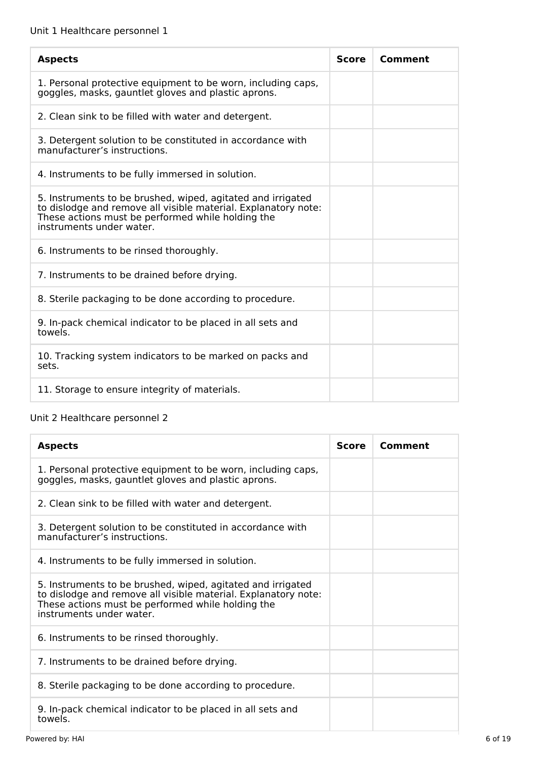Unit 1 Healthcare personnel 1

| Aspects | Score | Comment |
|---|---|---|
| 1. Personal protective equipment to be worn, including caps, goggles, masks, gauntlet gloves and plastic aprons. | | |
| 2. Clean sink to be filled with water and detergent. | | |
| 3. Detergent solution to be constituted in accordance with manufacturer's instructions. | | |
| 4. Instruments to be fully immersed in solution. | | |
| 5. Instruments to be brushed, wiped, agitated and irrigated to dislodge and remove all visible material. Explanatory note: These actions must be performed while holding the instruments under water. | | |
| 6. Instruments to be rinsed thoroughly. | | |
| 7. Instruments to be drained before drying. | | |
| 8. Sterile packaging to be done according to procedure. | | |
| 9. In-pack chemical indicator to be placed in all sets and towels. | | |
| 10. Tracking system indicators to be marked on packs and sets. | | |
| 11. Storage to ensure integrity of materials. | | |

Unit 2 Healthcare personnel 2

| Aspects | Score | Comment |
|---|---|---|
| 1. Personal protective equipment to be worn, including caps, goggles, masks, gauntlet gloves and plastic aprons. | | |
| 2. Clean sink to be filled with water and detergent. | | |
| 3. Detergent solution to be constituted in accordance with manufacturer's instructions. | | |
| 4. Instruments to be fully immersed in solution. | | |
| 5. Instruments to be brushed, wiped, agitated and irrigated to dislodge and remove all visible material. Explanatory note: These actions must be performed while holding the instruments under water. | | |
| 6. Instruments to be rinsed thoroughly. | | |
| 7. Instruments to be drained before drying. | | |
| 8. Sterile packaging to be done according to procedure. | | |
| 9. In-pack chemical indicator to be placed in all sets and towels. | | |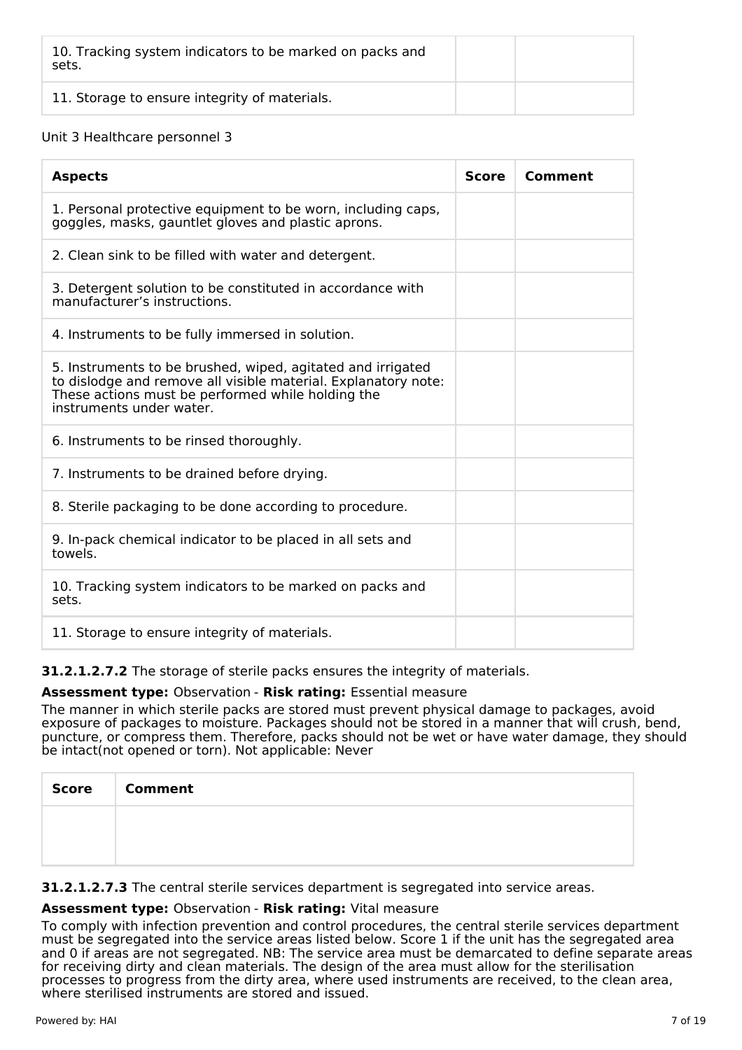| | | |
|---|---|---|
| 10. Tracking system indicators to be marked on packs and sets. | | |
| 11. Storage to ensure integrity of materials. | | |

Unit 3 Healthcare personnel 3

| Aspects | Score | Comment |
|---|---|---|
| 1. Personal protective equipment to be worn, including caps, goggles, masks, gauntlet gloves and plastic aprons. | | |
| 2. Clean sink to be filled with water and detergent. | | |
| 3. Detergent solution to be constituted in accordance with manufacturer's instructions. | | |
| 4. Instruments to be fully immersed in solution. | | |
| 5. Instruments to be brushed, wiped, agitated and irrigated to dislodge and remove all visible material. Explanatory note: These actions must be performed while holding the instruments under water. | | |
| 6. Instruments to be rinsed thoroughly. | | |
| 7. Instruments to be drained before drying. | | |
| 8. Sterile packaging to be done according to procedure. | | |
| 9. In-pack chemical indicator to be placed in all sets and towels. | | |
| 10. Tracking system indicators to be marked on packs and sets. | | |
| 11. Storage to ensure integrity of materials. | | |

**31.2.1.2.7.2** The storage of sterile packs ensures the integrity of materials.

**Assessment type:** Observation - **Risk rating:** Essential measure

The manner in which sterile packs are stored must prevent physical damage to packages, avoid exposure of packages to moisture. Packages should not be stored in a manner that will crush, bend, puncture, or compress them. Therefore, packs should not be wet or have water damage, they should be intact(not opened or torn). Not applicable: Never

| Score | Comment |
|---|---|
| | |

**31.2.1.2.7.3** The central sterile services department is segregated into service areas.

**Assessment type:** Observation - **Risk rating:** Vital measure

To comply with infection prevention and control procedures, the central sterile services department must be segregated into the service areas listed below. Score 1 if the unit has the segregated area and 0 if areas are not segregated. NB: The service area must be demarcated to define separate areas for receiving dirty and clean materials. The design of the area must allow for the sterilisation processes to progress from the dirty area, where used instruments are received, to the clean area, where sterilised instruments are stored and issued.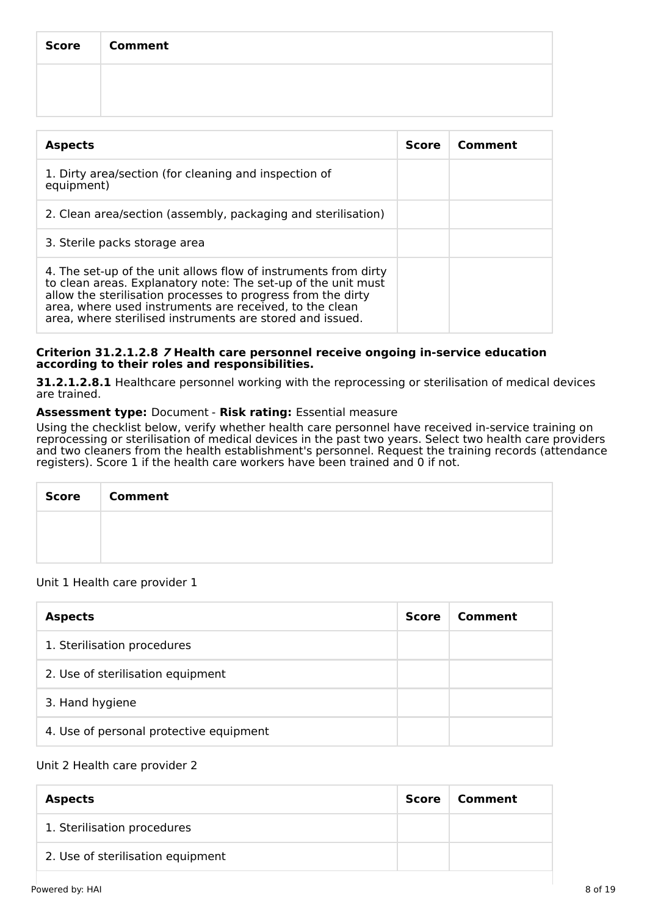| Score | Comment |
| --- | --- |
| | |

| Aspects | Score | Comment |
| --- | --- | --- |
| 1. Dirty area/section (for cleaning and inspection of equipment) | | |
| 2. Clean area/section (assembly, packaging and sterilisation) | | |
| 3. Sterile packs storage area | | |
| 4. The set-up of the unit allows flow of instruments from dirty to clean areas. Explanatory note: The set-up of the unit must allow the sterilisation processes to progress from the dirty area, where used instruments are received, to the clean area, where sterilised instruments are stored and issued. | | |

**Criterion 31.2.1.2.8** ***7*** **Health care personnel receive ongoing in-service education according to their roles and responsibilities.**

**31.2.1.2.8.1** Healthcare personnel working with the reprocessing or sterilisation of medical devices are trained.

**Assessment type:** Document - **Risk rating:** Essential measure

Using the checklist below, verify whether health care personnel have received in-service training on reprocessing or sterilisation of medical devices in the past two years. Select two health care providers and two cleaners from the health establishment's personnel. Request the training records (attendance registers). Score 1 if the health care workers have been trained and 0 if not.

| Score | Comment |
| --- | --- |
| | |

Unit 1 Health care provider 1

| Aspects | Score | Comment |
| --- | --- | --- |
| 1. Sterilisation procedures | | |
| 2. Use of sterilisation equipment | | |
| 3. Hand hygiene | | |
| 4. Use of personal protective equipment | | |

Unit 2 Health care provider 2

| Aspects | Score | Comment |
| --- | --- | --- |
| 1. Sterilisation procedures | | |
| 2. Use of sterilisation equipment | | |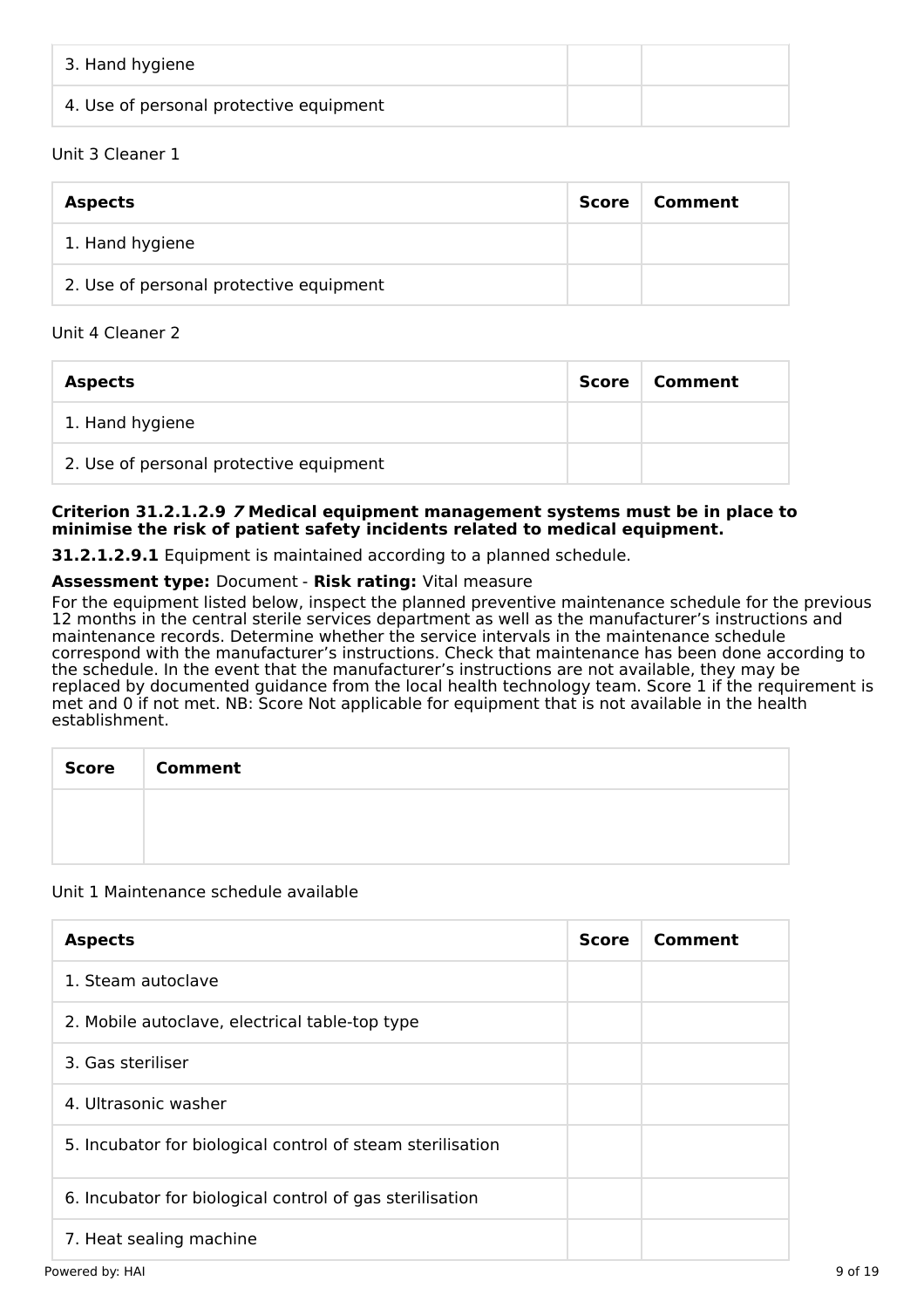| Aspects | Score | Comment |
|---|---|---|
| 3. Hand hygiene | | |
| 4. Use of personal protective equipment | | |

Unit 3 Cleaner 1

| Aspects | Score | Comment |
|---|---|---|
| 1. Hand hygiene | | |
| 2. Use of personal protective equipment | | |

Unit 4 Cleaner 2

| Aspects | Score | Comment |
|---|---|---|
| 1. Hand hygiene | | |
| 2. Use of personal protective equipment | | |

**Criterion 31.2.1.2.9 *7* Medical equipment management systems must be in place to minimise the risk of patient safety incidents related to medical equipment.**

**31.2.1.2.9.1** Equipment is maintained according to a planned schedule.

**Assessment type:** Document - **Risk rating:** Vital measure

For the equipment listed below, inspect the planned preventive maintenance schedule for the previous 12 months in the central sterile services department as well as the manufacturer's instructions and maintenance records. Determine whether the service intervals in the maintenance schedule correspond with the manufacturer's instructions. Check that maintenance has been done according to the schedule. In the event that the manufacturer's instructions are not available, they may be replaced by documented guidance from the local health technology team. Score 1 if the requirement is met and 0 if not met. NB: Score Not applicable for equipment that is not available in the health establishment.

| Score | Comment |
|---|---|
| | |

Unit 1 Maintenance schedule available

| Aspects | Score | Comment |
|---|---|---|
| 1. Steam autoclave | | |
| 2. Mobile autoclave, electrical table-top type | | |
| 3. Gas steriliser | | |
| 4. Ultrasonic washer | | |
| 5. Incubator for biological control of steam sterilisation | | |
| 6. Incubator for biological control of gas sterilisation | | |
| 7. Heat sealing machine | | |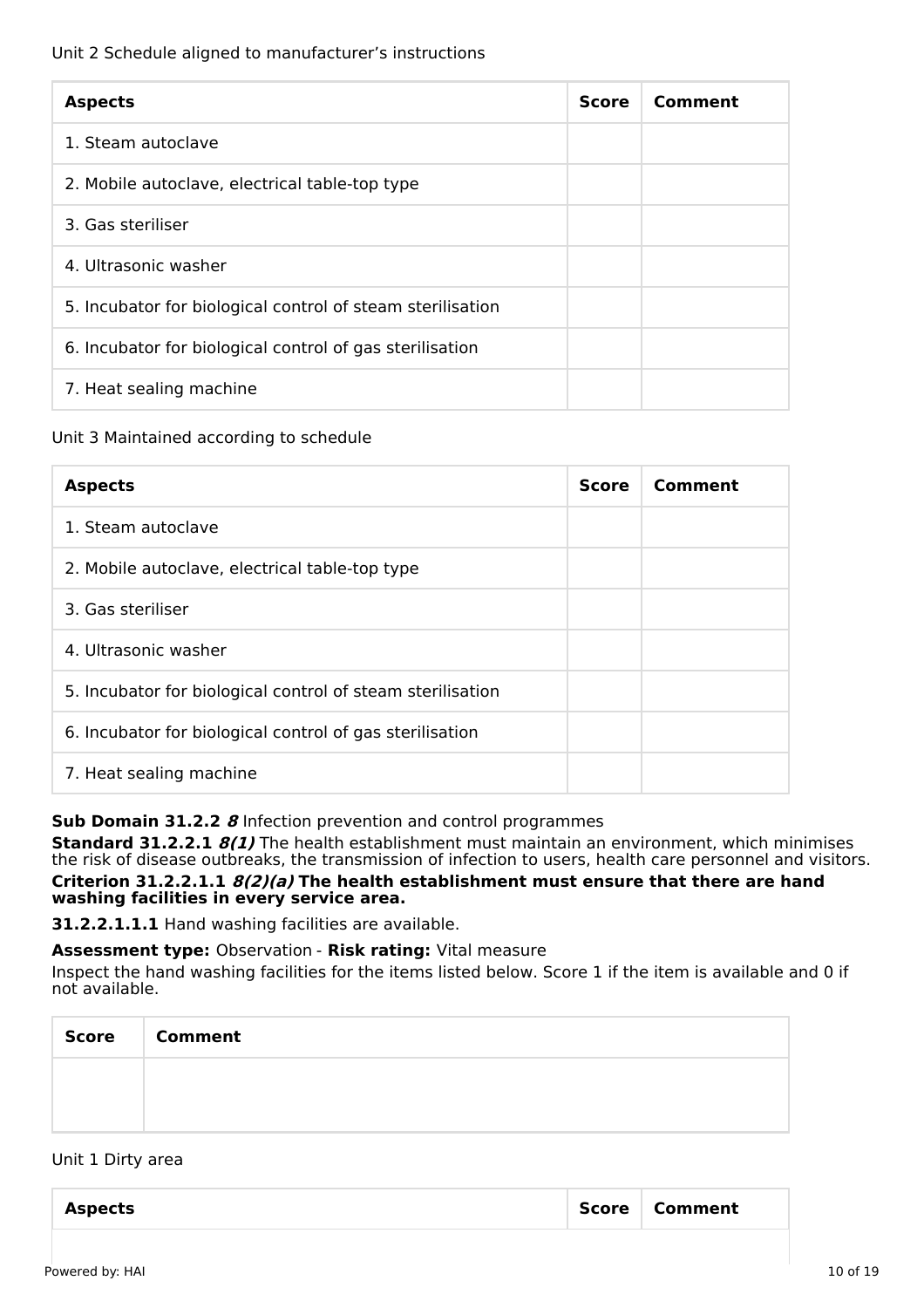Unit 2 Schedule aligned to manufacturer's instructions

| Aspects | Score | Comment |
|---|---|---|
| 1. Steam autoclave | | |
| 2. Mobile autoclave, electrical table-top type | | |
| 3. Gas steriliser | | |
| 4. Ultrasonic washer | | |
| 5. Incubator for biological control of steam sterilisation | | |
| 6. Incubator for biological control of gas sterilisation | | |
| 7. Heat sealing machine | | |

Unit 3 Maintained according to schedule

| Aspects | Score | Comment |
|---|---|---|
| 1. Steam autoclave | | |
| 2. Mobile autoclave, electrical table-top type | | |
| 3. Gas steriliser | | |
| 4. Ultrasonic washer | | |
| 5. Incubator for biological control of steam sterilisation | | |
| 6. Incubator for biological control of gas sterilisation | | |
| 7. Heat sealing machine | | |

**Sub Domain 31.2.2** ***8*** Infection prevention and control programmes

**Standard 31.2.2.1** ***8(1)*** The health establishment must maintain an environment, which minimises the risk of disease outbreaks, the transmission of infection to users, health care personnel and visitors.

**Criterion 31.2.2.1.1** ***8(2)(a)*** **The health establishment must ensure that there are hand washing facilities in every service area.**

**31.2.2.1.1.1** Hand washing facilities are available.

**Assessment type:** Observation - **Risk rating:** Vital measure

Inspect the hand washing facilities for the items listed below. Score 1 if the item is available and 0 if not available.

| Score | Comment |
|---|---|
| | |

Unit 1 Dirty area

| Aspects | Score | Comment |
|---|---|---|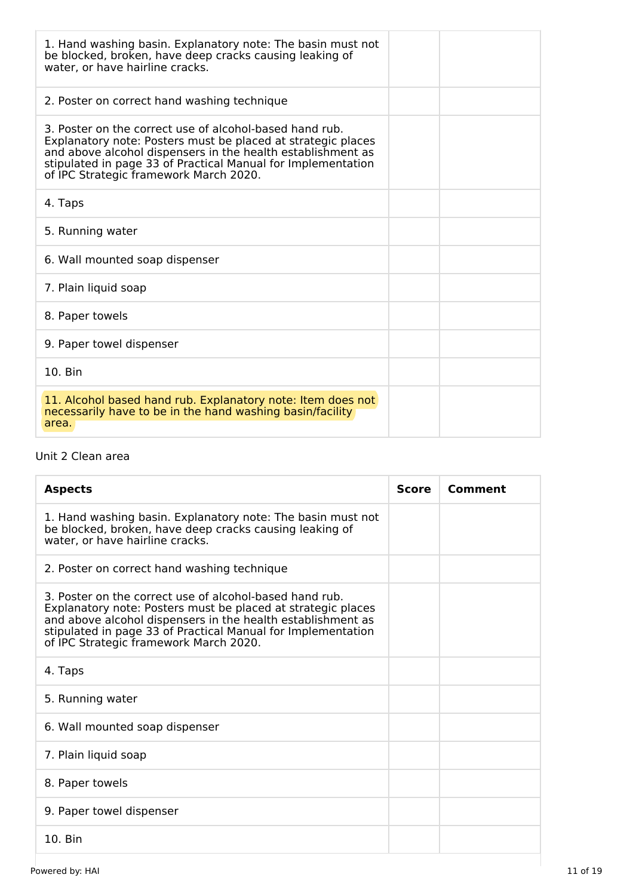| | | |
|---|---|---|
| 1. Hand washing basin. Explanatory note: The basin must not be blocked, broken, have deep cracks causing leaking of water, or have hairline cracks. | | |
| 2. Poster on correct hand washing technique | | |
| 3. Poster on the correct use of alcohol-based hand rub. Explanatory note: Posters must be placed at strategic places and above alcohol dispensers in the health establishment as stipulated in page 33 of Practical Manual for Implementation of IPC Strategic framework March 2020. | | |
| 4. Taps | | |
| 5. Running water | | |
| 6. Wall mounted soap dispenser | | |
| 7. Plain liquid soap | | |
| 8. Paper towels | | |
| 9. Paper towel dispenser | | |
| 10. Bin | | |
| 11. Alcohol based hand rub. Explanatory note: Item does not necessarily have to be in the hand washing basin/facility area. | | |

Unit 2 Clean area

| Aspects | Score | Comment |
|---|---|---|
| 1. Hand washing basin. Explanatory note: The basin must not be blocked, broken, have deep cracks causing leaking of water, or have hairline cracks. | | |
| 2. Poster on correct hand washing technique | | |
| 3. Poster on the correct use of alcohol-based hand rub. Explanatory note: Posters must be placed at strategic places and above alcohol dispensers in the health establishment as stipulated in page 33 of Practical Manual for Implementation of IPC Strategic framework March 2020. | | |
| 4. Taps | | |
| 5. Running water | | |
| 6. Wall mounted soap dispenser | | |
| 7. Plain liquid soap | | |
| 8. Paper towels | | |
| 9. Paper towel dispenser | | |
| 10. Bin | | |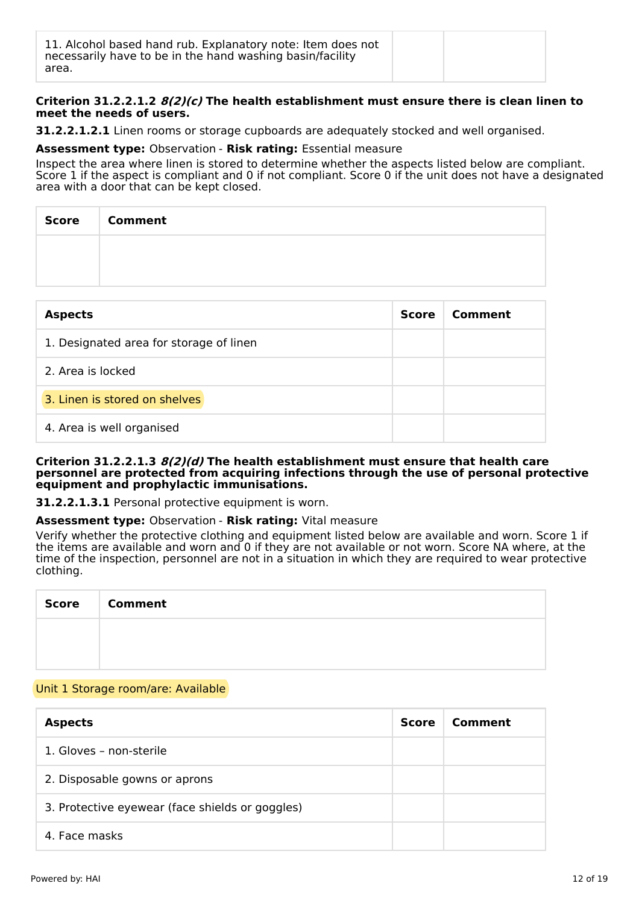| 11. Alcohol based hand rub. Explanatory note: Item does not necessarily have to be in the hand washing basin/facility area. | | |
|---|---|---|

**Criterion 31.2.2.1.2** ***8(2)(c)*** **The health establishment must ensure there is clean linen to meet the needs of users.**

**31.2.2.1.2.1** Linen rooms or storage cupboards are adequately stocked and well organised.

**Assessment type:** Observation - **Risk rating:** Essential measure

Inspect the area where linen is stored to determine whether the aspects listed below are compliant. Score 1 if the aspect is compliant and 0 if not compliant. Score 0 if the unit does not have a designated area with a door that can be kept closed.

| Score | Comment |
|---|---|
| | |

| Aspects | Score | Comment |
|---|---|---|
| 1. Designated area for storage of linen | | |
| 2. Area is locked | | |
| 3. Linen is stored on shelves | | |
| 4. Area is well organised | | |

**Criterion 31.2.2.1.3** ***8(2)(d)*** **The health establishment must ensure that health care personnel are protected from acquiring infections through the use of personal protective equipment and prophylactic immunisations.**

**31.2.2.1.3.1** Personal protective equipment is worn.

**Assessment type:** Observation - **Risk rating:** Vital measure

Verify whether the protective clothing and equipment listed below are available and worn. Score 1 if the items are available and worn and 0 if they are not available or not worn. Score NA where, at the time of the inspection, personnel are not in a situation in which they are required to wear protective clothing.

| Score | Comment |
|---|---|
| | |

Unit 1 Storage room/are: Available

| Aspects | Score | Comment |
|---|---|---|
| 1. Gloves – non-sterile | | |
| 2. Disposable gowns or aprons | | |
| 3. Protective eyewear (face shields or goggles) | | |
| 4. Face masks | | |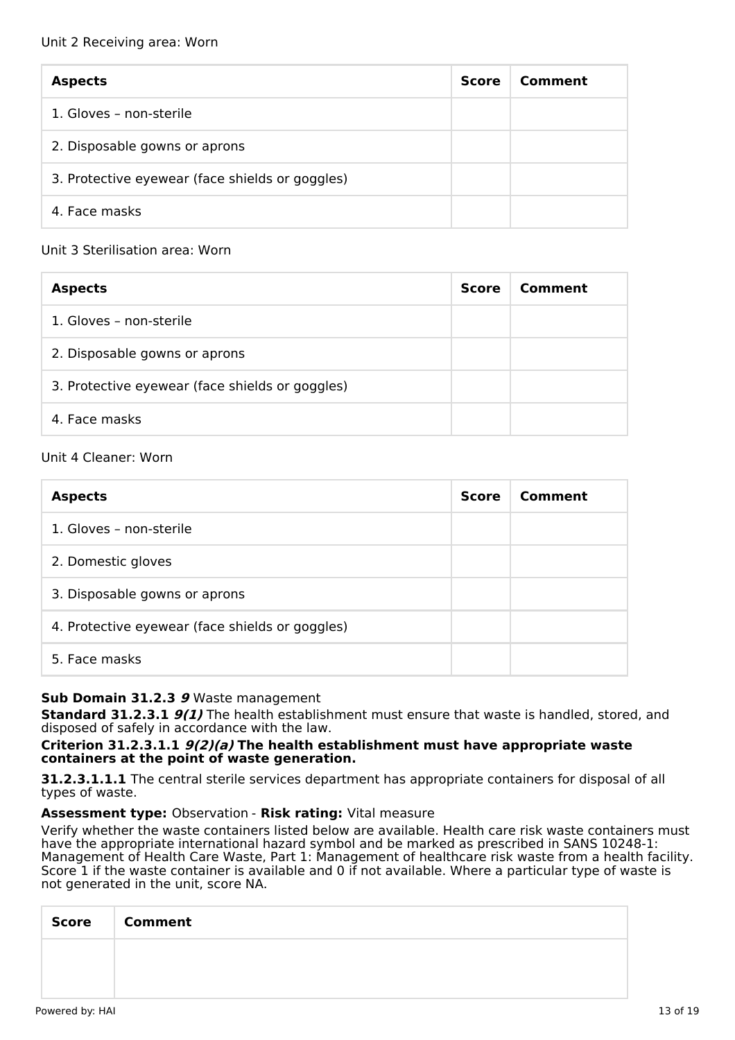Unit 2 Receiving area: Worn

| **Aspects** | **Score** | **Comment** |
| --- | --- | --- |
| 1. Gloves – non-sterile | | |
| 2. Disposable gowns or aprons | | |
| 3. Protective eyewear (face shields or goggles) | | |
| 4. Face masks | | |

Unit 3 Sterilisation area: Worn

| **Aspects** | **Score** | **Comment** |
| --- | --- | --- |
| 1. Gloves – non-sterile | | |
| 2. Disposable gowns or aprons | | |
| 3. Protective eyewear (face shields or goggles) | | |
| 4. Face masks | | |

Unit 4 Cleaner: Worn

| **Aspects** | **Score** | **Comment** |
| --- | --- | --- |
| 1. Gloves – non-sterile | | |
| 2. Domestic gloves | | |
| 3. Disposable gowns or aprons | | |
| 4. Protective eyewear (face shields or goggles) | | |
| 5. Face masks | | |

**Sub Domain 31.2.3** ***9*** Waste management

**Standard 31.2.3.1** ***9(1)*** The health establishment must ensure that waste is handled, stored, and disposed of safely in accordance with the law.

**Criterion 31.2.3.1.1** ***9(2)(a)*** **The health establishment must have appropriate waste containers at the point of waste generation.**

**31.2.3.1.1.1** The central sterile services department has appropriate containers for disposal of all types of waste.

**Assessment type:** Observation - **Risk rating:** Vital measure

Verify whether the waste containers listed below are available. Health care risk waste containers must have the appropriate international hazard symbol and be marked as prescribed in SANS 10248-1: Management of Health Care Waste, Part 1: Management of healthcare risk waste from a health facility. Score 1 if the waste container is available and 0 if not available. Where a particular type of waste is not generated in the unit, score NA.

| **Score** | **Comment** |
| --- | --- |
| | |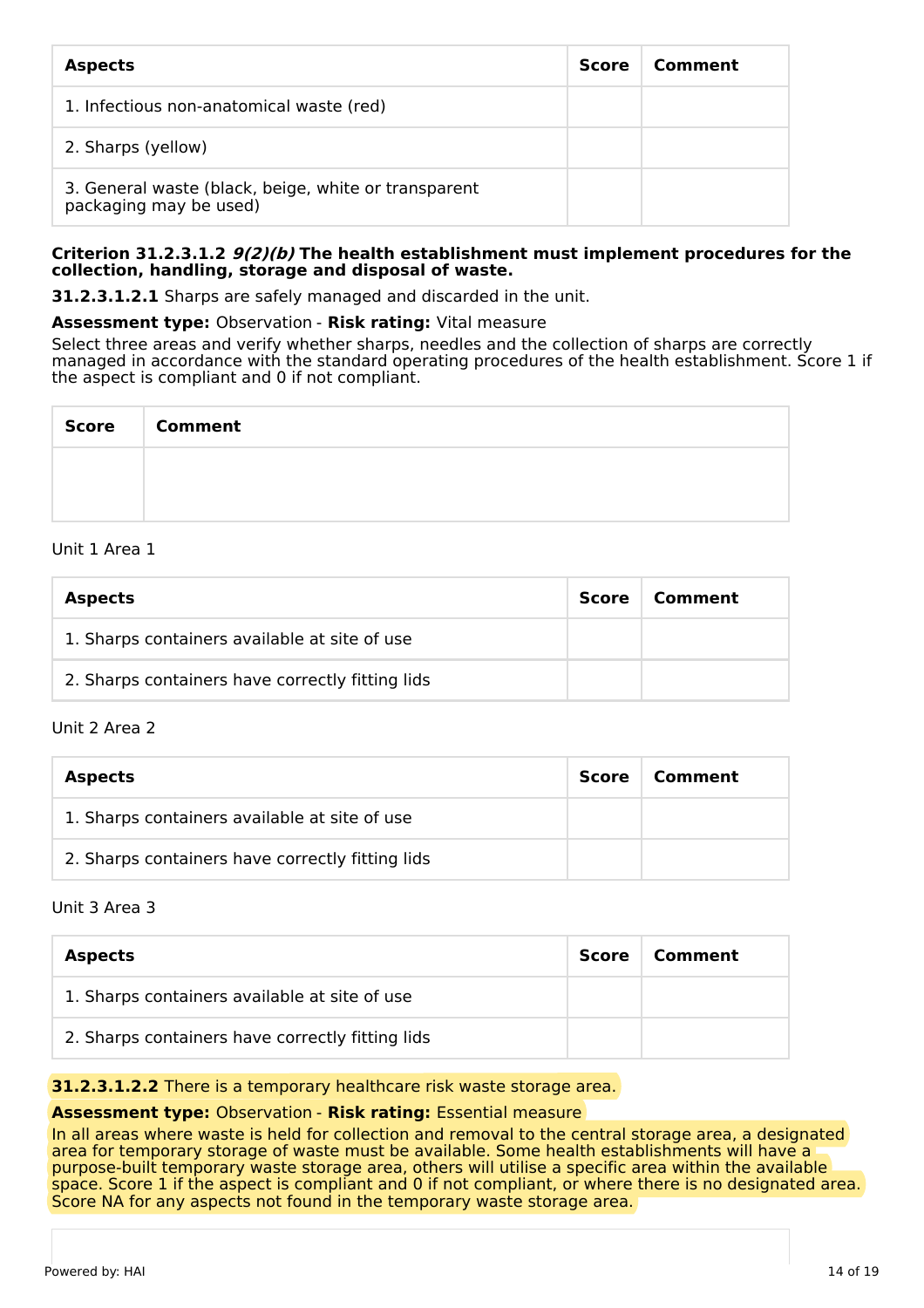| Aspects | Score | Comment |
|---|---|---|
| 1. Infectious non-anatomical waste (red) | | |
| 2. Sharps (yellow) | | |
| 3. General waste (black, beige, white or transparent packaging may be used) | | |

**Criterion 31.2.3.1.2 *9(2)(b)* The health establishment must implement procedures for the collection, handling, storage and disposal of waste.**

**31.2.3.1.2.1** Sharps are safely managed and discarded in the unit.

**Assessment type:** Observation - **Risk rating:** Vital measure

Select three areas and verify whether sharps, needles and the collection of sharps are correctly managed in accordance with the standard operating procedures of the health establishment. Score 1 if the aspect is compliant and 0 if not compliant.

| Score | Comment |
|---|---|
| | |

Unit 1 Area 1

| Aspects | Score | Comment |
|---|---|---|
| 1. Sharps containers available at site of use | | |
| 2. Sharps containers have correctly fitting lids | | |

Unit 2 Area 2

| Aspects | Score | Comment |
|---|---|---|
| 1. Sharps containers available at site of use | | |
| 2. Sharps containers have correctly fitting lids | | |

Unit 3 Area 3

| Aspects | Score | Comment |
|---|---|---|
| 1. Sharps containers available at site of use | | |
| 2. Sharps containers have correctly fitting lids | | |

**31.2.3.1.2.2** There is a temporary healthcare risk waste storage area.

**Assessment type:** Observation - **Risk rating:** Essential measure

In all areas where waste is held for collection and removal to the central storage area, a designated area for temporary storage of waste must be available. Some health establishments will have a purpose-built temporary waste storage area, others will utilise a specific area within the available space. Score 1 if the aspect is compliant and 0 if not compliant, or where there is no designated area. Score NA for any aspects not found in the temporary waste storage area.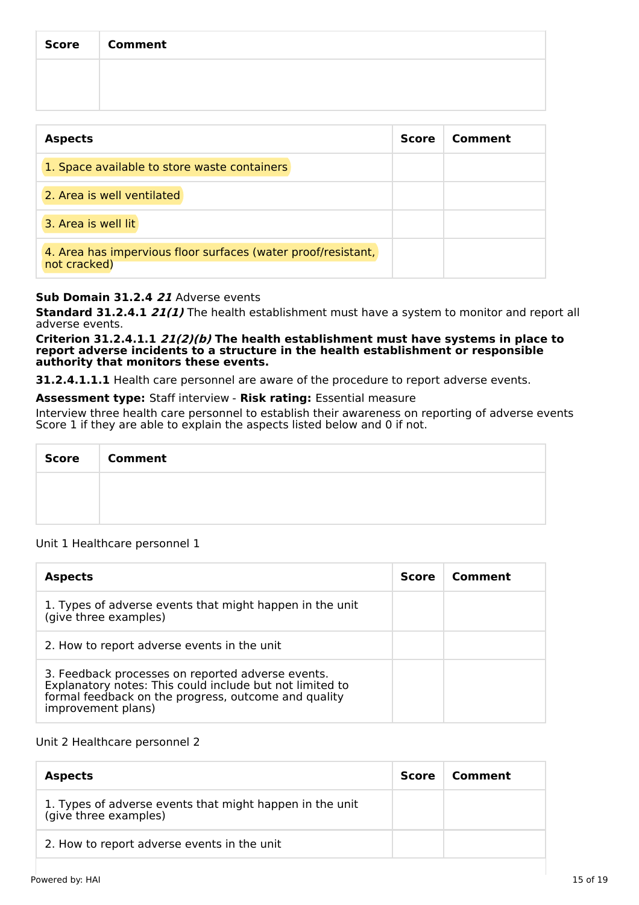| Score | Comment |
| --- | --- |
| | |

| Aspects | Score | Comment |
| --- | --- | --- |
| 1. Space available to store waste containers | | |
| 2. Area is well ventilated | | |
| 3. Area is well lit | | |
| 4. Area has impervious floor surfaces (water proof/resistant, not cracked) | | |

**Sub Domain 31.2.4** ***21*** Adverse events

**Standard 31.2.4.1** ***21(1)*** The health establishment must have a system to monitor and report all adverse events.

**Criterion 31.2.4.1.1** ***21(2)(b)*** **The health establishment must have systems in place to report adverse incidents to a structure in the health establishment or responsible authority that monitors these events.**

**31.2.4.1.1.1** Health care personnel are aware of the procedure to report adverse events.

**Assessment type:** Staff interview - **Risk rating:** Essential measure

Interview three health care personnel to establish their awareness on reporting of adverse events Score 1 if they are able to explain the aspects listed below and 0 if not.

| Score | Comment |
| --- | --- |
| | |

Unit 1 Healthcare personnel 1

| Aspects | Score | Comment |
| --- | --- | --- |
| 1. Types of adverse events that might happen in the unit (give three examples) | | |
| 2. How to report adverse events in the unit | | |
| 3. Feedback processes on reported adverse events. Explanatory notes: This could include but not limited to formal feedback on the progress, outcome and quality improvement plans) | | |

Unit 2 Healthcare personnel 2

| Aspects | Score | Comment |
| --- | --- | --- |
| 1. Types of adverse events that might happen in the unit (give three examples) | | |
| 2. How to report adverse events in the unit | | |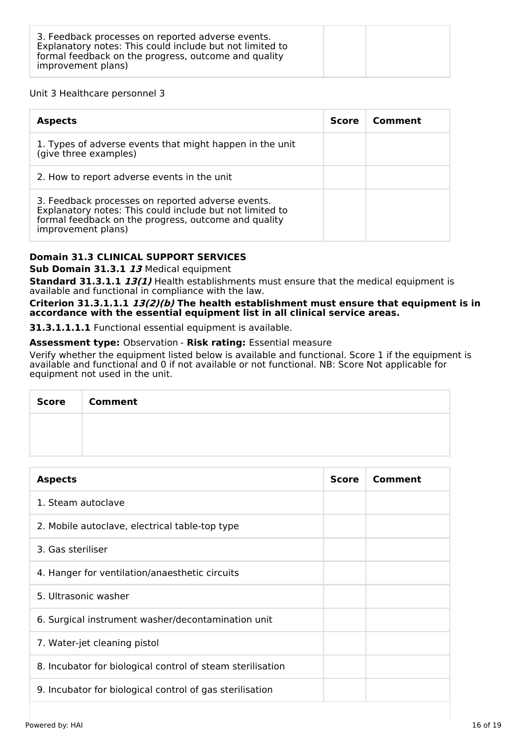| 3. Feedback processes on reported adverse events. Explanatory notes: This could include but not limited to formal feedback on the progress, outcome and quality improvement plans) | | |
|---|---|---|

Unit 3 Healthcare personnel 3

| Aspects | Score | Comment |
|---|---|---|
| 1. Types of adverse events that might happen in the unit (give three examples) | | |
| 2. How to report adverse events in the unit | | |
| 3. Feedback processes on reported adverse events. Explanatory notes: This could include but not limited to formal feedback on the progress, outcome and quality improvement plans) | | |

**Domain 31.3 CLINICAL SUPPORT SERVICES**

**Sub Domain 31.3.1** ***13*** Medical equipment

**Standard 31.3.1.1** ***13(1)*** Health establishments must ensure that the medical equipment is available and functional in compliance with the law.

**Criterion 31.3.1.1.1** ***13(2)(b)*** **The health establishment must ensure that equipment is in accordance with the essential equipment list in all clinical service areas.**

**31.3.1.1.1.1** Functional essential equipment is available.

**Assessment type:** Observation - **Risk rating:** Essential measure

Verify whether the equipment listed below is available and functional. Score 1 if the equipment is available and functional and 0 if not available or not functional. NB: Score Not applicable for equipment not used in the unit.

| Score | Comment |
|---|---|
| | |

| Aspects | Score | Comment |
|---|---|---|
| 1. Steam autoclave | | |
| 2. Mobile autoclave, electrical table-top type | | |
| 3. Gas steriliser | | |
| 4. Hanger for ventilation/anaesthetic circuits | | |
| 5. Ultrasonic washer | | |
| 6. Surgical instrument washer/decontamination unit | | |
| 7. Water-jet cleaning pistol | | |
| 8. Incubator for biological control of steam sterilisation | | |
| 9. Incubator for biological control of gas sterilisation | | |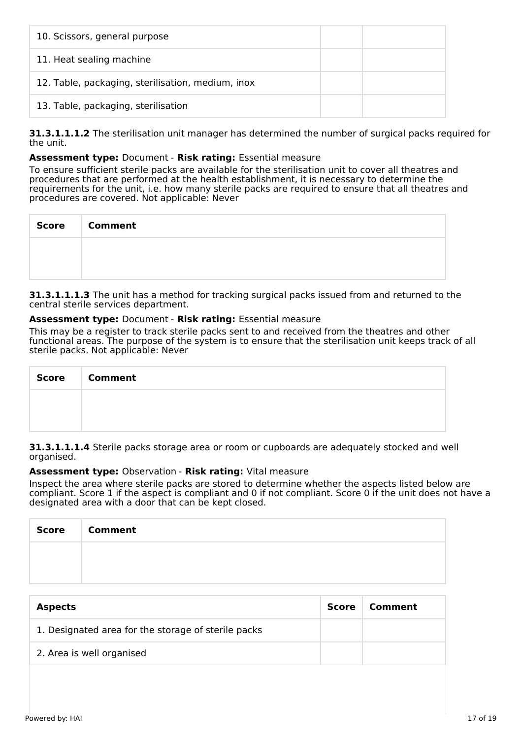| | | |
|---|---|---|
| 10. Scissors, general purpose | | |
| 11. Heat sealing machine | | |
| 12. Table, packaging, sterilisation, medium, inox | | |
| 13. Table, packaging, sterilisation | | |

**31.3.1.1.1.2** The sterilisation unit manager has determined the number of surgical packs required for the unit.

**Assessment type:** Document - **Risk rating:** Essential measure

To ensure sufficient sterile packs are available for the sterilisation unit to cover all theatres and procedures that are performed at the health establishment, it is necessary to determine the requirements for the unit, i.e. how many sterile packs are required to ensure that all theatres and procedures are covered. Not applicable: Never

| Score | Comment |
|---|---|
| | |

**31.3.1.1.1.3** The unit has a method for tracking surgical packs issued from and returned to the central sterile services department.

**Assessment type:** Document - **Risk rating:** Essential measure

This may be a register to track sterile packs sent to and received from the theatres and other functional areas. The purpose of the system is to ensure that the sterilisation unit keeps track of all sterile packs. Not applicable: Never

| Score | Comment |
|---|---|
| | |

**31.3.1.1.1.4** Sterile packs storage area or room or cupboards are adequately stocked and well organised.

**Assessment type:** Observation - **Risk rating:** Vital measure

Inspect the area where sterile packs are stored to determine whether the aspects listed below are compliant. Score 1 if the aspect is compliant and 0 if not compliant. Score 0 if the unit does not have a designated area with a door that can be kept closed.

| Score | Comment |
|---|---|
| | |

| Aspects | Score | Comment |
|---|---|---|
| 1. Designated area for the storage of sterile packs | | |
| 2. Area is well organised | | |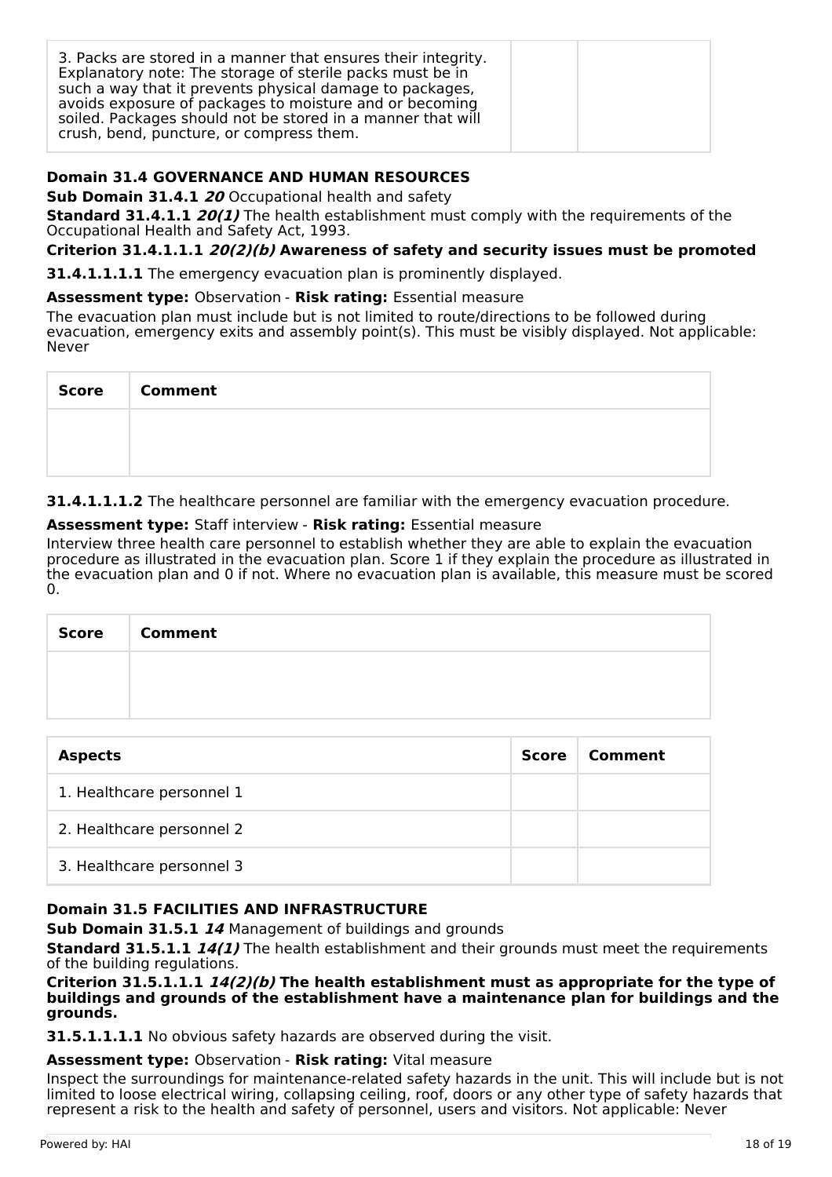| | | |
|---|---|---|
| 3. Packs are stored in a manner that ensures their integrity. Explanatory note: The storage of sterile packs must be in such a way that it prevents physical damage to packages, avoids exposure of packages to moisture and or becoming soiled. Packages should not be stored in a manner that will crush, bend, puncture, or compress them. | | |

### Domain 31.4 GOVERNANCE AND HUMAN RESOURCES

**Sub Domain 31.4.1** ***20*** Occupational health and safety

**Standard 31.4.1.1** ***20(1)*** The health establishment must comply with the requirements of the Occupational Health and Safety Act, 1993.

**Criterion 31.4.1.1.1** ***20(2)(b)*** **Awareness of safety and security issues must be promoted**

**31.4.1.1.1.1** The emergency evacuation plan is prominently displayed.

**Assessment type:** Observation - **Risk rating:** Essential measure

The evacuation plan must include but is not limited to route/directions to be followed during evacuation, emergency exits and assembly point(s). This must be visibly displayed. Not applicable: Never

| Score | Comment |
|---|---|
| | |

**31.4.1.1.1.2** The healthcare personnel are familiar with the emergency evacuation procedure.

**Assessment type:** Staff interview - **Risk rating:** Essential measure

Interview three health care personnel to establish whether they are able to explain the evacuation procedure as illustrated in the evacuation plan. Score 1 if they explain the procedure as illustrated in the evacuation plan and 0 if not. Where no evacuation plan is available, this measure must be scored 0.

| Score | Comment |
|---|---|
| | |

| Aspects | Score | Comment |
|---|---|---|
| 1. Healthcare personnel 1 | | |
| 2. Healthcare personnel 2 | | |
| 3. Healthcare personnel 3 | | |

### Domain 31.5 FACILITIES AND INFRASTRUCTURE

**Sub Domain 31.5.1** ***14*** Management of buildings and grounds

**Standard 31.5.1.1** ***14(1)*** The health establishment and their grounds must meet the requirements of the building regulations.

**Criterion 31.5.1.1.1** ***14(2)(b)*** **The health establishment must as appropriate for the type of buildings and grounds of the establishment have a maintenance plan for buildings and the grounds.**

**31.5.1.1.1.1** No obvious safety hazards are observed during the visit.

**Assessment type:** Observation - **Risk rating:** Vital measure

Inspect the surroundings for maintenance-related safety hazards in the unit. This will include but is not limited to loose electrical wiring, collapsing ceiling, roof, doors or any other type of safety hazards that represent a risk to the health and safety of personnel, users and visitors. Not applicable: Never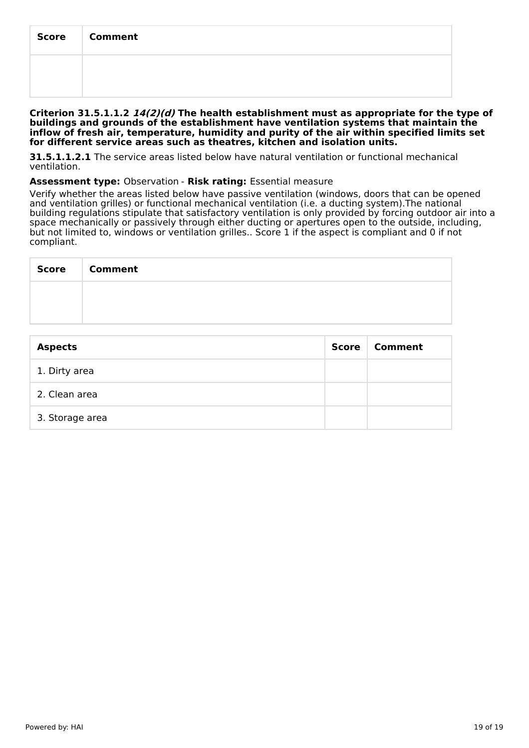| Score | Comment |
| --- | --- |
| | |

**Criterion 31.5.1.1.2 *14(2)(d)* The health establishment must as appropriate for the type of buildings and grounds of the establishment have ventilation systems that maintain the inflow of fresh air, temperature, humidity and purity of the air within specified limits set for different service areas such as theatres, kitchen and isolation units.**

**31.5.1.1.2.1** The service areas listed below have natural ventilation or functional mechanical ventilation.

**Assessment type:** Observation - **Risk rating:** Essential measure

Verify whether the areas listed below have passive ventilation (windows, doors that can be opened and ventilation grilles) or functional mechanical ventilation (i.e. a ducting system).The national building regulations stipulate that satisfactory ventilation is only provided by forcing outdoor air into a space mechanically or passively through either ducting or apertures open to the outside, including, but not limited to, windows or ventilation grilles.. Score 1 if the aspect is compliant and 0 if not compliant.

| Score | Comment |
| --- | --- |
| | |

| Aspects | Score | Comment |
| --- | --- | --- |
| 1. Dirty area | | |
| 2. Clean area | | |
| 3. Storage area | | |